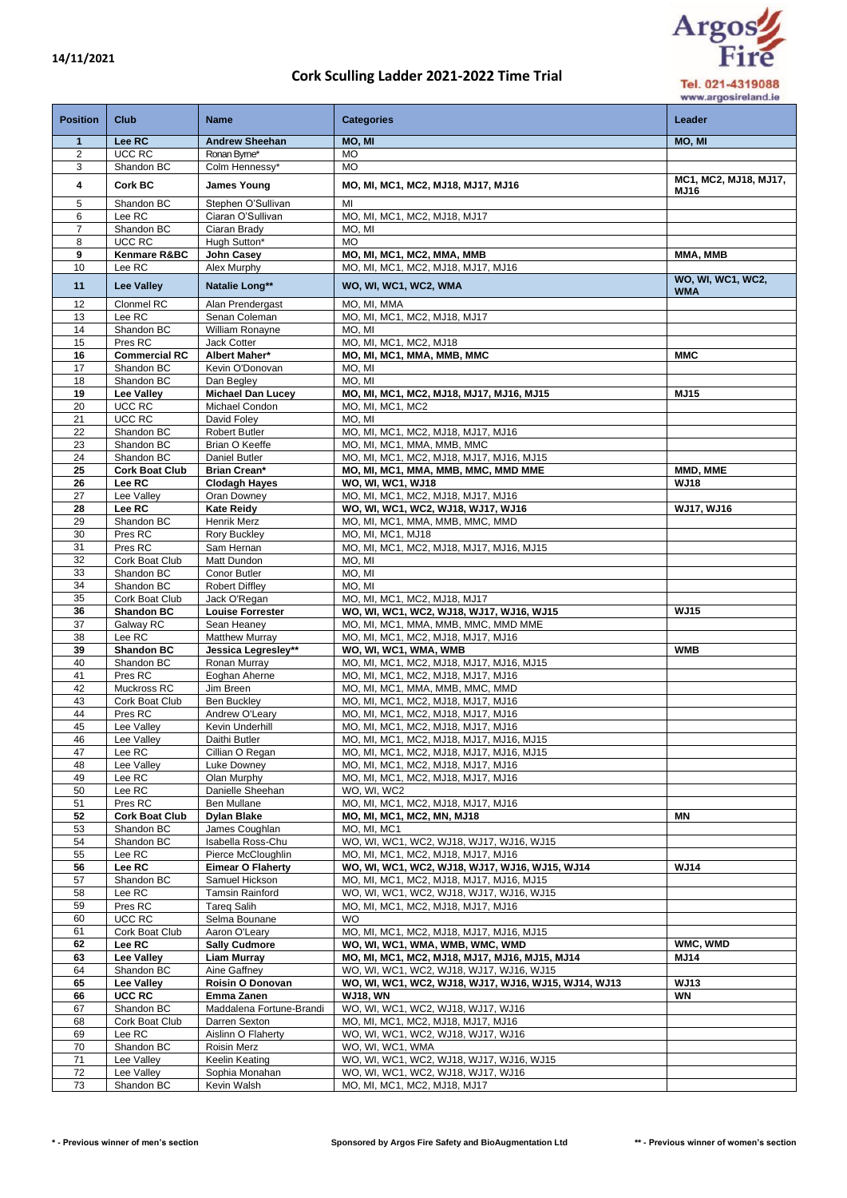14/11/2021

# Cork Sculling Ladder 2021-2022 Time Trial

Argos Fire
Tel. 021-4319088
www.argosireland.ie

| Position | Club | Name | Categories | Leader |
|---|---|---|---|---|
| **1** | **Lee RC** | **Andrew Sheehan** | **MO, MI** | **MO, MI** |
| 2 | UCC RC | Ronan Byrne* | MO | |
| 3 | Shandon BC | Colm Hennessy* | MO | |
| **4** | **Cork BC** | **James Young** | **MO, MI, MC1, MC2, MJ18, MJ17, MJ16** | **MC1, MC2, MJ18, MJ17, MJ16** |
| 5 | Shandon BC | Stephen O'Sullivan | MI | |
| 6 | Lee RC | Ciaran O'Sullivan | MO, MI, MC1, MC2, MJ18, MJ17 | |
| 7 | Shandon BC | Ciaran Brady | MO, MI | |
| 8 | UCC RC | Hugh Sutton* | MO | |
| **9** | **Kenmare R&BC** | **John Casey** | **MO, MI, MC1, MC2, MMA, MMB** | **MMA, MMB** |
| 10 | Lee RC | Alex Murphy | MO, MI, MC1, MC2, MJ18, MJ17, MJ16 | |
| **11** | **Lee Valley** | **Natalie Long**** | **WO, WI, WC1, WC2, WMA** | **WO, WI, WC1, WC2, WMA** |
| 12 | Clonmel RC | Alan Prendergast | MO, MI, MMA | |
| 13 | Lee RC | Senan Coleman | MO, MI, MC1, MC2, MJ18, MJ17 | |
| 14 | Shandon BC | William Ronayne | MO, MI | |
| 15 | Pres RC | Jack Cotter | MO, MI, MC1, MC2, MJ18 | |
| **16** | **Commercial RC** | **Albert Maher*** | **MO, MI, MC1, MMA, MMB, MMC** | **MMC** |
| 17 | Shandon BC | Kevin O'Donovan | MO, MI | |
| 18 | Shandon BC | Dan Begley | MO, MI | |
| **19** | **Lee Valley** | **Michael Dan Lucey** | **MO, MI, MC1, MC2, MJ18, MJ17, MJ16, MJ15** | **MJ15** |
| 20 | UCC RC | Michael Condon | MO, MI, MC1, MC2 | |
| 21 | UCC RC | David Foley | MO, MI | |
| 22 | Shandon BC | Robert Butler | MO, MI, MC1, MC2, MJ18, MJ17, MJ16 | |
| 23 | Shandon BC | Brian O Keeffe | MO, MI, MC1, MMA, MMB, MMC | |
| 24 | Shandon BC | Daniel Butler | MO, MI, MC1, MC2, MJ18, MJ17, MJ16, MJ15 | |
| **25** | **Cork Boat Club** | **Brian Crean*** | **MO, MI, MC1, MMA, MMB, MMC, MMD MME** | **MMD, MME** |
| **26** | **Lee RC** | **Clodagh Hayes** | **WO, WI, WC1, WJ18** | **WJ18** |
| 27 | Lee Valley | Oran Downey | MO, MI, MC1, MC2, MJ18, MJ17, MJ16 | |
| **28** | **Lee RC** | **Kate Reidy** | **WO, WI, WC1, WC2, WJ18, WJ17, WJ16** | **WJ17, WJ16** |
| 29 | Shandon BC | Henrik Merz | MO, MI, MC1, MMA, MMB, MMC, MMD | |
| 30 | Pres RC | Rory Buckley | MO, MI, MC1, MJ18 | |
| 31 | Pres RC | Sam Hernan | MO, MI, MC1, MC2, MJ18, MJ17, MJ16, MJ15 | |
| 32 | Cork Boat Club | Matt Dundon | MO, MI | |
| 33 | Shandon BC | Conor Butler | MO, MI | |
| 34 | Shandon BC | Robert Diffley | MO, MI | |
| 35 | Cork Boat Club | Jack O'Regan | MO, MI, MC1, MC2, MJ18, MJ17 | |
| **36** | **Shandon BC** | **Louise Forrester** | **WO, WI, WC1, WC2, WJ18, WJ17, WJ16, WJ15** | **WJ15** |
| 37 | Galway RC | Sean Heaney | MO, MI, MC1, MMA, MMB, MMC, MMD MME | |
| 38 | Lee RC | Matthew Murray | MO, MI, MC1, MC2, MJ18, MJ17, MJ16 | |
| **39** | **Shandon BC** | **Jessica Legresley**** | **WO, WI, WC1, WMA, WMB** | **WMB** |
| 40 | Shandon BC | Ronan Murray | MO, MI, MC1, MC2, MJ18, MJ17, MJ16, MJ15 | |
| 41 | Pres RC | Eoghan Aherne | MO, MI, MC1, MC2, MJ18, MJ17, MJ16 | |
| 42 | Muckross RC | Jim Breen | MO, MI, MC1, MMA, MMB, MMC, MMD | |
| 43 | Cork Boat Club | Ben Buckley | MO, MI, MC1, MC2, MJ18, MJ17, MJ16 | |
| 44 | Pres RC | Andrew O'Leary | MO, MI, MC1, MC2, MJ18, MJ17, MJ16 | |
| 45 | Lee Valley | Kevin Underhill | MO, MI, MC1, MC2, MJ18, MJ17, MJ16 | |
| 46 | Lee Valley | Daithi Butler | MO, MI, MC1, MC2, MJ18, MJ17, MJ16, MJ15 | |
| 47 | Lee RC | Cillian O Regan | MO, MI, MC1, MC2, MJ18, MJ17, MJ16, MJ15 | |
| 48 | Lee Valley | Luke Downey | MO, MI, MC1, MC2, MJ18, MJ17, MJ16 | |
| 49 | Lee RC | Olan Murphy | MO, MI, MC1, MC2, MJ18, MJ17, MJ16 | |
| 50 | Lee RC | Danielle Sheehan | WO, WI, WC2 | |
| 51 | Pres RC | Ben Mullane | MO, MI, MC1, MC2, MJ18, MJ17, MJ16 | |
| **52** | **Cork Boat Club** | **Dylan Blake** | **MO, MI, MC1, MC2, MN, MJ18** | **MN** |
| 53 | Shandon BC | James Coughlan | MO, MI, MC1 | |
| 54 | Shandon BC | Isabella Ross-Chu | WO, WI, WC1, WC2, WJ18, WJ17, WJ16, WJ15 | |
| 55 | Lee RC | Pierce McCloughlin | MO, MI, MC1, MC2, MJ18, MJ17, MJ16 | |
| **56** | **Lee RC** | **Eimear O Flaherty** | **WO, WI, WC1, WC2, WJ18, WJ17, WJ16, WJ15, WJ14** | **WJ14** |
| 57 | Shandon BC | Samuel Hickson | MO, MI, MC1, MC2, MJ18, MJ17, MJ16, MJ15 | |
| 58 | Lee RC | Tamsin Rainford | WO, WI, WC1, WC2, WJ18, WJ17, WJ16, WJ15 | |
| 59 | Pres RC | Tareq Salih | MO, MI, MC1, MC2, MJ18, MJ17, MJ16 | |
| 60 | UCC RC | Selma Bounane | WO | |
| 61 | Cork Boat Club | Aaron O'Leary | MO, MI, MC1, MC2, MJ18, MJ17, MJ16, MJ15 | |
| **62** | **Lee RC** | **Sally Cudmore** | **WO, WI, WC1, WMA, WMB, WMC, WMD** | **WMC, WMD** |
| **63** | **Lee Valley** | **Liam Murray** | **MO, MI, MC1, MC2, MJ18, MJ17, MJ16, MJ15, MJ14** | **MJ14** |
| 64 | Shandon BC | Aine Gaffney | WO, WI, WC1, WC2, WJ18, WJ17, WJ16, WJ15 | |
| **65** | **Lee Valley** | **Roisin O Donovan** | **WO, WI, WC1, WC2, WJ18, WJ17, WJ16, WJ15, WJ14, WJ13** | **WJ13** |
| **66** | **UCC RC** | **Emma Zanen** | **WJ18, WN** | **WN** |
| 67 | Shandon BC | Maddalena Fortune-Brandi | WO, WI, WC1, WC2, WJ18, WJ17, WJ16 | |
| 68 | Cork Boat Club | Darren Sexton | MO, MI, MC1, MC2, MJ18, MJ17, MJ16 | |
| 69 | Lee RC | Aislinn O Flaherty | WO, WI, WC1, WC2, WJ18, WJ17, WJ16 | |
| 70 | Shandon BC | Roisin Merz | WO, WI, WC1, WMA | |
| 71 | Lee Valley | Keelin Keating | WO, WI, WC1, WC2, WJ18, WJ17, WJ16, WJ15 | |
| 72 | Lee Valley | Sophia Monahan | WO, WI, WC1, WC2, WJ18, WJ17, WJ16 | |
| 73 | Shandon BC | Kevin Walsh | MO, MI, MC1, MC2, MJ18, MJ17 | |

**\* - Previous winner of men's section** | **Sponsored by Argos Fire Safety and BioAugmentation Ltd** | **\*\* - Previous winner of women's section**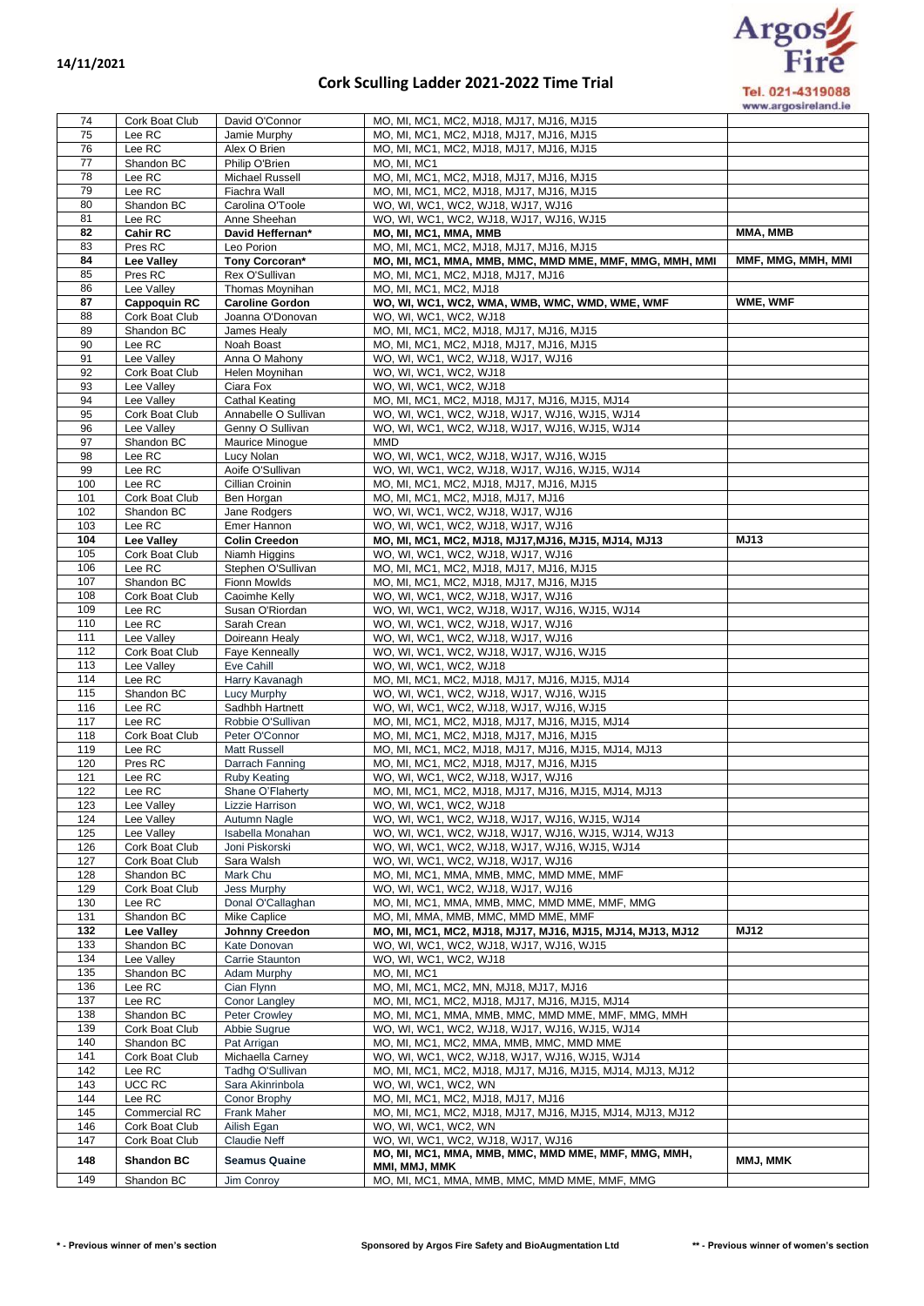# Cork Sculling Ladder 2021-2022 Time Trial

14/11/2021

Argos Fire
Tel. 021-4319088
www.argosireland.ie

| | | | | |
|---|---|---|---|---|
| 74 | Cork Boat Club | David O'Connor | MO, MI, MC1, MC2, MJ18, MJ17, MJ16, MJ15 | |
| 75 | Lee RC | Jamie Murphy | MO, MI, MC1, MC2, MJ18, MJ17, MJ16, MJ15 | |
| 76 | Lee RC | Alex O Brien | MO, MI, MC1, MC2, MJ18, MJ17, MJ16, MJ15 | |
| 77 | Shandon BC | Philip O'Brien | MO, MI, MC1 | |
| 78 | Lee RC | Michael Russell | MO, MI, MC1, MC2, MJ18, MJ17, MJ16, MJ15 | |
| 79 | Lee RC | Fiachra Wall | MO, MI, MC1, MC2, MJ18, MJ17, MJ16, MJ15 | |
| 80 | Shandon BC | Carolina O'Toole | WO, WI, WC1, WC2, WJ18, WJ17, WJ16 | |
| 81 | Lee RC | Anne Sheehan | WO, WI, WC1, WC2, WJ18, WJ17, WJ16, WJ15 | |
| **82** | **Cahir RC** | **David Heffernan*** | **MO, MI, MC1, MMA, MMB** | **MMA, MMB** |
| 83 | Pres RC | Leo Porion | MO, MI, MC1, MC2, MJ18, MJ17, MJ16, MJ15 | |
| **84** | **Lee Valley** | **Tony Corcoran*** | **MO, MI, MC1, MMA, MMB, MMC, MMD MME, MMF, MMG, MMH, MMI** | **MMF, MMG, MMH, MMI** |
| 85 | Pres RC | Rex O'Sullivan | MO, MI, MC1, MC2, MJ18, MJ17, MJ16 | |
| 86 | Lee Valley | Thomas Moynihan | MO, MI, MC1, MC2, MJ18 | |
| **87** | **Cappoquin RC** | **Caroline Gordon** | **WO, WI, WC1, WC2, WMA, WMB, WMC, WMD, WME, WMF** | **WME, WMF** |
| 88 | Cork Boat Club | Joanna O'Donovan | WO, WI, WC1, WC2, WJ18 | |
| 89 | Shandon BC | James Healy | MO, MI, MC1, MC2, MJ18, MJ17, MJ16, MJ15 | |
| 90 | Lee RC | Noah Boast | MO, MI, MC1, MC2, MJ18, MJ17, MJ16, MJ15 | |
| 91 | Lee Valley | Anna O Mahony | WO, WI, WC1, WC2, WJ18, WJ17, WJ16 | |
| 92 | Cork Boat Club | Helen Moynihan | WO, WI, WC1, WC2, WJ18 | |
| 93 | Lee Valley | Ciara Fox | WO, WI, WC1, WC2, WJ18 | |
| 94 | Lee Valley | Cathal Keating | MO, MI, MC1, MC2, MJ18, MJ17, MJ16, MJ15, MJ14 | |
| 95 | Cork Boat Club | Annabelle O Sullivan | WO, WI, WC1, WC2, WJ18, WJ17, WJ16, WJ15, WJ14 | |
| 96 | Lee Valley | Genny O Sullivan | WO, WI, WC1, WC2, WJ18, WJ17, WJ16, WJ15, WJ14 | |
| 97 | Shandon BC | Maurice Minogue | MMD | |
| 98 | Lee RC | Lucy Nolan | WO, WI, WC1, WC2, WJ18, WJ17, WJ16, WJ15 | |
| 99 | Lee RC | Aoife O'Sullivan | WO, WI, WC1, WC2, WJ18, WJ17, WJ16, WJ15, WJ14 | |
| 100 | Lee RC | Cillian Croinin | MO, MI, MC1, MC2, MJ18, MJ17, MJ16, MJ15 | |
| 101 | Cork Boat Club | Ben Horgan | MO, MI, MC1, MC2, MJ18, MJ17, MJ16 | |
| 102 | Shandon BC | Jane Rodgers | WO, WI, WC1, WC2, WJ18, WJ17, WJ16 | |
| 103 | Lee RC | Emer Hannon | WO, WI, WC1, WC2, WJ18, WJ17, WJ16 | |
| **104** | **Lee Valley** | **Colin Creedon** | **MO, MI, MC1, MC2, MJ18, MJ17,MJ16, MJ15, MJ14, MJ13** | **MJ13** |
| 105 | Cork Boat Club | Niamh Higgins | WO, WI, WC1, WC2, WJ18, WJ17, WJ16 | |
| 106 | Lee RC | Stephen O'Sullivan | MO, MI, MC1, MC2, MJ18, MJ17, MJ16, MJ15 | |
| 107 | Shandon BC | Fionn Mowlds | MO, MI, MC1, MC2, MJ18, MJ17, MJ16, MJ15 | |
| 108 | Cork Boat Club | Caoimhe Kelly | WO, WI, WC1, WC2, WJ18, WJ17, WJ16 | |
| 109 | Lee RC | Susan O'Riordan | WO, WI, WC1, WC2, WJ18, WJ17, WJ16, WJ15, WJ14 | |
| 110 | Lee RC | Sarah Crean | WO, WI, WC1, WC2, WJ18, WJ17, WJ16 | |
| 111 | Lee Valley | Doireann Healy | WO, WI, WC1, WC2, WJ18, WJ17, WJ16 | |
| 112 | Cork Boat Club | Faye Kenneally | WO, WI, WC1, WC2, WJ18, WJ17, WJ16, WJ15 | |
| 113 | Lee Valley | Eve Cahill | WO, WI, WC1, WC2, WJ18 | |
| 114 | Lee RC | Harry Kavanagh | MO, MI, MC1, MC2, MJ18, MJ17, MJ16, MJ15, MJ14 | |
| 115 | Shandon BC | Lucy Murphy | WO, WI, WC1, WC2, WJ18, WJ17, WJ16, WJ15 | |
| 116 | Lee RC | Sadhbh Hartnett | WO, WI, WC1, WC2, WJ18, WJ17, WJ16, WJ15 | |
| 117 | Lee RC | Robbie O'Sullivan | MO, MI, MC1, MC2, MJ18, MJ17, MJ16, MJ15, MJ14 | |
| 118 | Cork Boat Club | Peter O'Connor | MO, MI, MC1, MC2, MJ18, MJ17, MJ16, MJ15 | |
| 119 | Lee RC | Matt Russell | MO, MI, MC1, MC2, MJ18, MJ17, MJ16, MJ15, MJ14, MJ13 | |
| 120 | Pres RC | Darrach Fanning | MO, MI, MC1, MC2, MJ18, MJ17, MJ16, MJ15 | |
| 121 | Lee RC | Ruby Keating | WO, WI, WC1, WC2, WJ18, WJ17, WJ16 | |
| 122 | Lee RC | Shane O'Flaherty | MO, MI, MC1, MC2, MJ18, MJ17, MJ16, MJ15, MJ14, MJ13 | |
| 123 | Lee Valley | Lizzie Harrison | WO, WI, WC1, WC2, WJ18 | |
| 124 | Lee Valley | Autumn Nagle | WO, WI, WC1, WC2, WJ18, WJ17, WJ16, WJ15, WJ14 | |
| 125 | Lee Valley | Isabella Monahan | WO, WI, WC1, WC2, WJ18, WJ17, WJ16, WJ15, WJ14, WJ13 | |
| 126 | Cork Boat Club | Joni Piskorski | WO, WI, WC1, WC2, WJ18, WJ17, WJ16, WJ15, WJ14 | |
| 127 | Cork Boat Club | Sara Walsh | WO, WI, WC1, WC2, WJ18, WJ17, WJ16 | |
| 128 | Shandon BC | Mark Chu | MO, MI, MC1, MMA, MMB, MMC, MMD MME, MMF | |
| 129 | Cork Boat Club | Jess Murphy | WO, WI, WC1, WC2, WJ18, WJ17, WJ16 | |
| 130 | Lee RC | Donal O'Callaghan | MO, MI, MC1, MMA, MMB, MMC, MMD MME, MMF, MMG | |
| 131 | Shandon BC | Mike Caplice | MO, MI, MMA, MMB, MMC, MMD MME, MMF | |
| **132** | **Lee Valley** | **Johnny Creedon** | **MO, MI, MC1, MC2, MJ18, MJ17, MJ16, MJ15, MJ14, MJ13, MJ12** | **MJ12** |
| 133 | Shandon BC | Kate Donovan | WO, WI, WC1, WC2, WJ18, WJ17, WJ16, WJ15 | |
| 134 | Lee Valley | Carrie Staunton | WO, WI, WC1, WC2, WJ18 | |
| 135 | Shandon BC | Adam Murphy | MO, MI, MC1 | |
| 136 | Lee RC | Cian Flynn | MO, MI, MC1, MC2, MN, MJ18, MJ17, MJ16 | |
| 137 | Lee RC | Conor Langley | MO, MI, MC1, MC2, MJ18, MJ17, MJ16, MJ15, MJ14 | |
| 138 | Shandon BC | Peter Crowley | MO, MI, MC1, MMA, MMB, MMC, MMD MME, MMF, MMG, MMH | |
| 139 | Cork Boat Club | Abbie Sugrue | WO, WI, WC1, WC2, WJ18, WJ17, WJ16, WJ15, WJ14 | |
| 140 | Shandon BC | Pat Arrigan | MO, MI, MC1, MC2, MMA, MMB, MMC, MMD MME | |
| 141 | Cork Boat Club | Michaella Carney | WO, WI, WC1, WC2, WJ18, WJ17, WJ16, WJ15, WJ14 | |
| 142 | Lee RC | Tadhg O'Sullivan | MO, MI, MC1, MC2, MJ18, MJ17, MJ16, MJ15, MJ14, MJ13, MJ12 | |
| 143 | UCC RC | Sara Akinrinbola | WO, WI, WC1, WC2, WN | |
| 144 | Lee RC | Conor Brophy | MO, MI, MC1, MC2, MJ18, MJ17, MJ16 | |
| 145 | Commercial RC | Frank Maher | MO, MI, MC1, MC2, MJ18, MJ17, MJ16, MJ15, MJ14, MJ13, MJ12 | |
| 146 | Cork Boat Club | Ailish Egan | WO, WI, WC1, WC2, WN | |
| 147 | Cork Boat Club | Claudie Neff | WO, WI, WC1, WC2, WJ18, WJ17, WJ16 | |
| **148** | **Shandon BC** | **Seamus Quaine** | **MO, MI, MC1, MMA, MMB, MMC, MMD MME, MMF, MMG, MMH, MMI, MMJ, MMK** | **MMJ, MMK** |
| 149 | Shandon BC | Jim Conroy | MO, MI, MC1, MMA, MMB, MMC, MMD MME, MMF, MMG | |

**\* - Previous winner of men's section** | **Sponsored by Argos Fire Safety and BioAugmentation Ltd** | **\*\* - Previous winner of women's section**